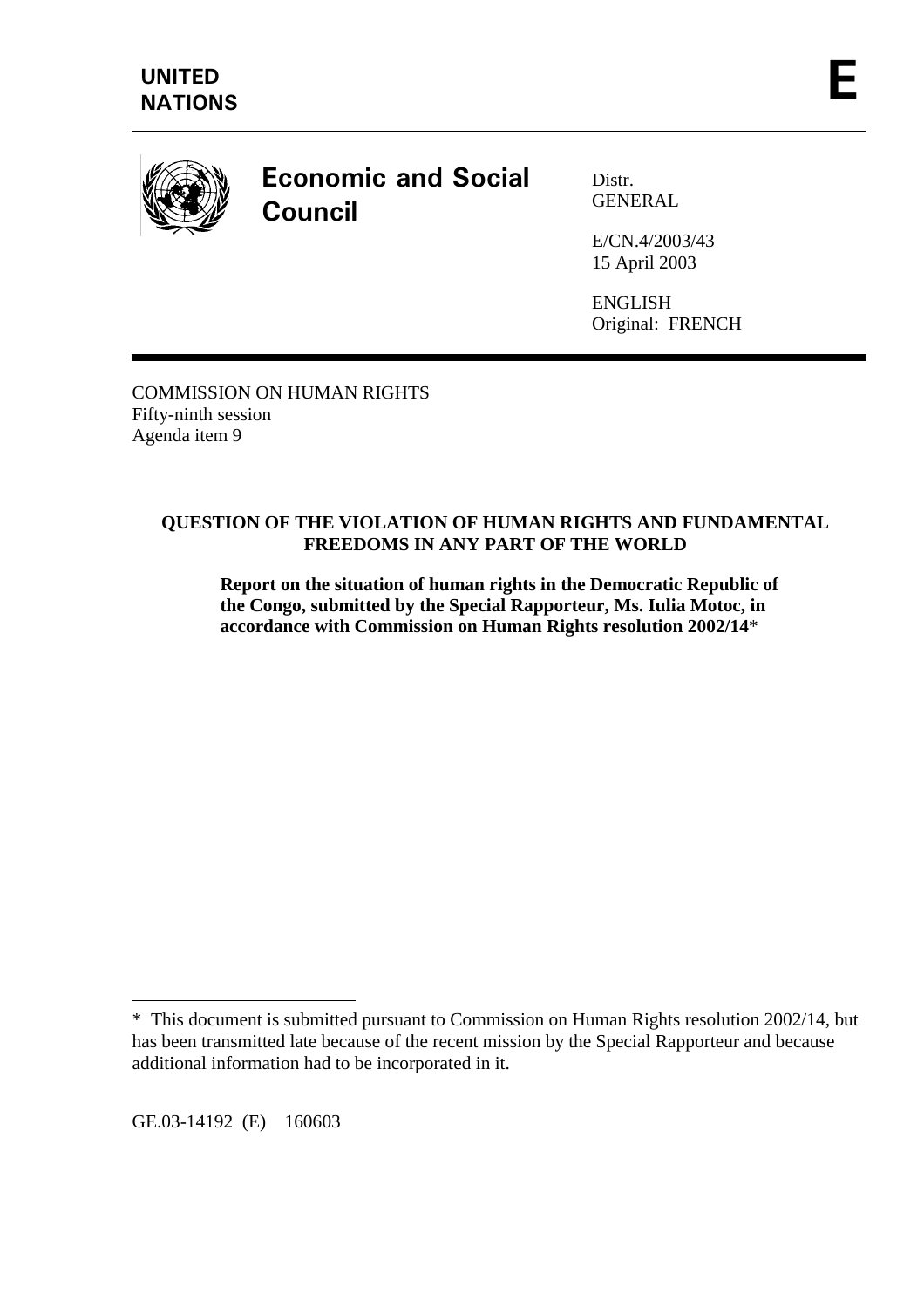**UNITED NATIONS**

**E**

# Economic and Social Council

Distr.
GENERAL

E/CN.4/2003/43
15 April 2003

ENGLISH
Original: FRENCH

COMMISSION ON HUMAN RIGHTS
Fifty-ninth session
Agenda item 9

## QUESTION OF THE VIOLATION OF HUMAN RIGHTS AND FUNDAMENTAL FREEDOMS IN ANY PART OF THE WORLD

**Report on the situation of human rights in the Democratic Republic of the Congo, submitted by the Special Rapporteur, Ms. Iulia Motoc, in accordance with Commission on Human Rights resolution 2002/14***

---

\* This document is submitted pursuant to Commission on Human Rights resolution 2002/14, but has been transmitted late because of the recent mission by the Special Rapporteur and because additional information had to be incorporated in it.

GE.03-14192 (E) 160603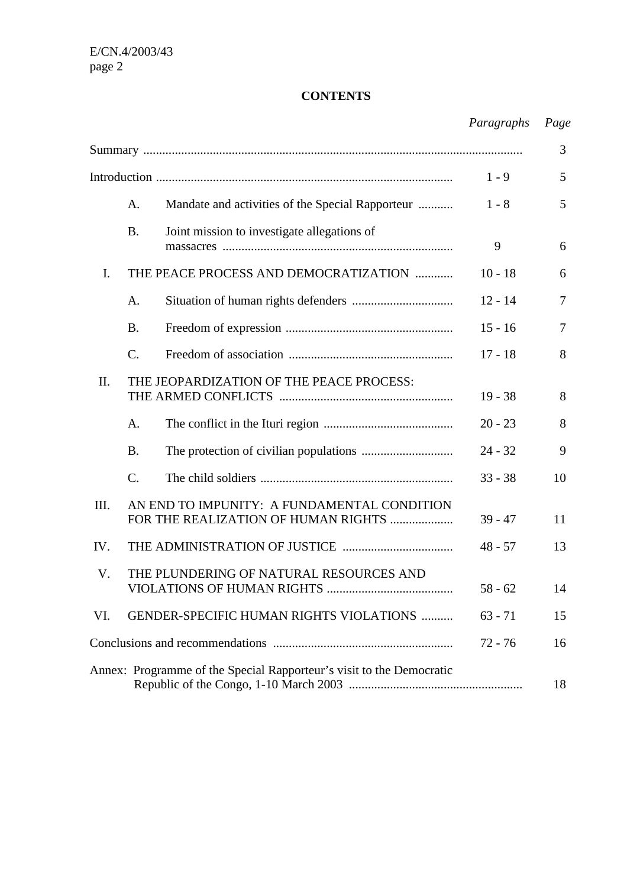**CONTENTS**

| | | | *Paragraphs* | *Page* |
|---|---|---|---|---|
| Summary | | | | 3 |
| Introduction | | | 1 - 9 | 5 |
| | A. | Mandate and activities of the Special Rapporteur | 1 - 8 | 5 |
| | B. | Joint mission to investigate allegations of massacres | 9 | 6 |
| I. | THE PEACE PROCESS AND DEMOCRATIZATION | | 10 - 18 | 6 |
| | A. | Situation of human rights defenders | 12 - 14 | 7 |
| | B. | Freedom of expression | 15 - 16 | 7 |
| | C. | Freedom of association | 17 - 18 | 8 |
| II. | THE JEOPARDIZATION OF THE PEACE PROCESS: THE ARMED CONFLICTS | | 19 - 38 | 8 |
| | A. | The conflict in the Ituri region | 20 - 23 | 8 |
| | B. | The protection of civilian populations | 24 - 32 | 9 |
| | C. | The child soldiers | 33 - 38 | 10 |
| III. | AN END TO IMPUNITY: A FUNDAMENTAL CONDITION FOR THE REALIZATION OF HUMAN RIGHTS | | 39 - 47 | 11 |
| IV. | THE ADMINISTRATION OF JUSTICE | | 48 - 57 | 13 |
| V. | THE PLUNDERING OF NATURAL RESOURCES AND VIOLATIONS OF HUMAN RIGHTS | | 58 - 62 | 14 |
| VI. | GENDER-SPECIFIC HUMAN RIGHTS VIOLATIONS | | 63 - 71 | 15 |
| Conclusions and recommendations | | | 72 - 76 | 16 |
| Annex: Programme of the Special Rapporteur's visit to the Democratic Republic of the Congo, 1-10 March 2003 | | | | 18 |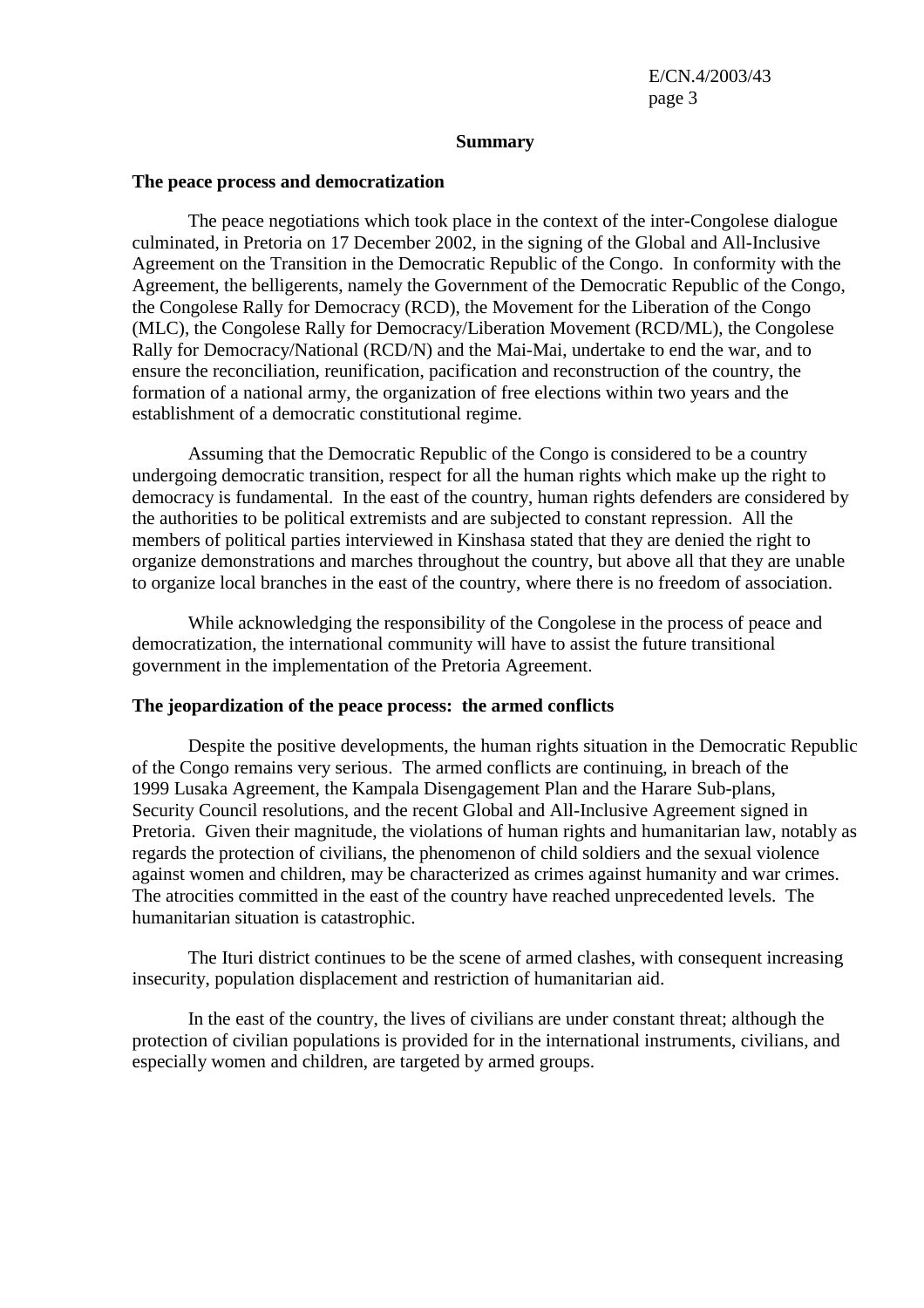## Summary

### The peace process and democratization

The peace negotiations which took place in the context of the inter-Congolese dialogue culminated, in Pretoria on 17 December 2002, in the signing of the Global and All-Inclusive Agreement on the Transition in the Democratic Republic of the Congo. In conformity with the Agreement, the belligerents, namely the Government of the Democratic Republic of the Congo, the Congolese Rally for Democracy (RCD), the Movement for the Liberation of the Congo (MLC), the Congolese Rally for Democracy/Liberation Movement (RCD/ML), the Congolese Rally for Democracy/National (RCD/N) and the Mai-Mai, undertake to end the war, and to ensure the reconciliation, reunification, pacification and reconstruction of the country, the formation of a national army, the organization of free elections within two years and the establishment of a democratic constitutional regime.

Assuming that the Democratic Republic of the Congo is considered to be a country undergoing democratic transition, respect for all the human rights which make up the right to democracy is fundamental. In the east of the country, human rights defenders are considered by the authorities to be political extremists and are subjected to constant repression. All the members of political parties interviewed in Kinshasa stated that they are denied the right to organize demonstrations and marches throughout the country, but above all that they are unable to organize local branches in the east of the country, where there is no freedom of association.

While acknowledging the responsibility of the Congolese in the process of peace and democratization, the international community will have to assist the future transitional government in the implementation of the Pretoria Agreement.

### The jeopardization of the peace process: the armed conflicts

Despite the positive developments, the human rights situation in the Democratic Republic of the Congo remains very serious. The armed conflicts are continuing, in breach of the 1999 Lusaka Agreement, the Kampala Disengagement Plan and the Harare Sub-plans, Security Council resolutions, and the recent Global and All-Inclusive Agreement signed in Pretoria. Given their magnitude, the violations of human rights and humanitarian law, notably as regards the protection of civilians, the phenomenon of child soldiers and the sexual violence against women and children, may be characterized as crimes against humanity and war crimes. The atrocities committed in the east of the country have reached unprecedented levels. The humanitarian situation is catastrophic.

The Ituri district continues to be the scene of armed clashes, with consequent increasing insecurity, population displacement and restriction of humanitarian aid.

In the east of the country, the lives of civilians are under constant threat; although the protection of civilian populations is provided for in the international instruments, civilians, and especially women and children, are targeted by armed groups.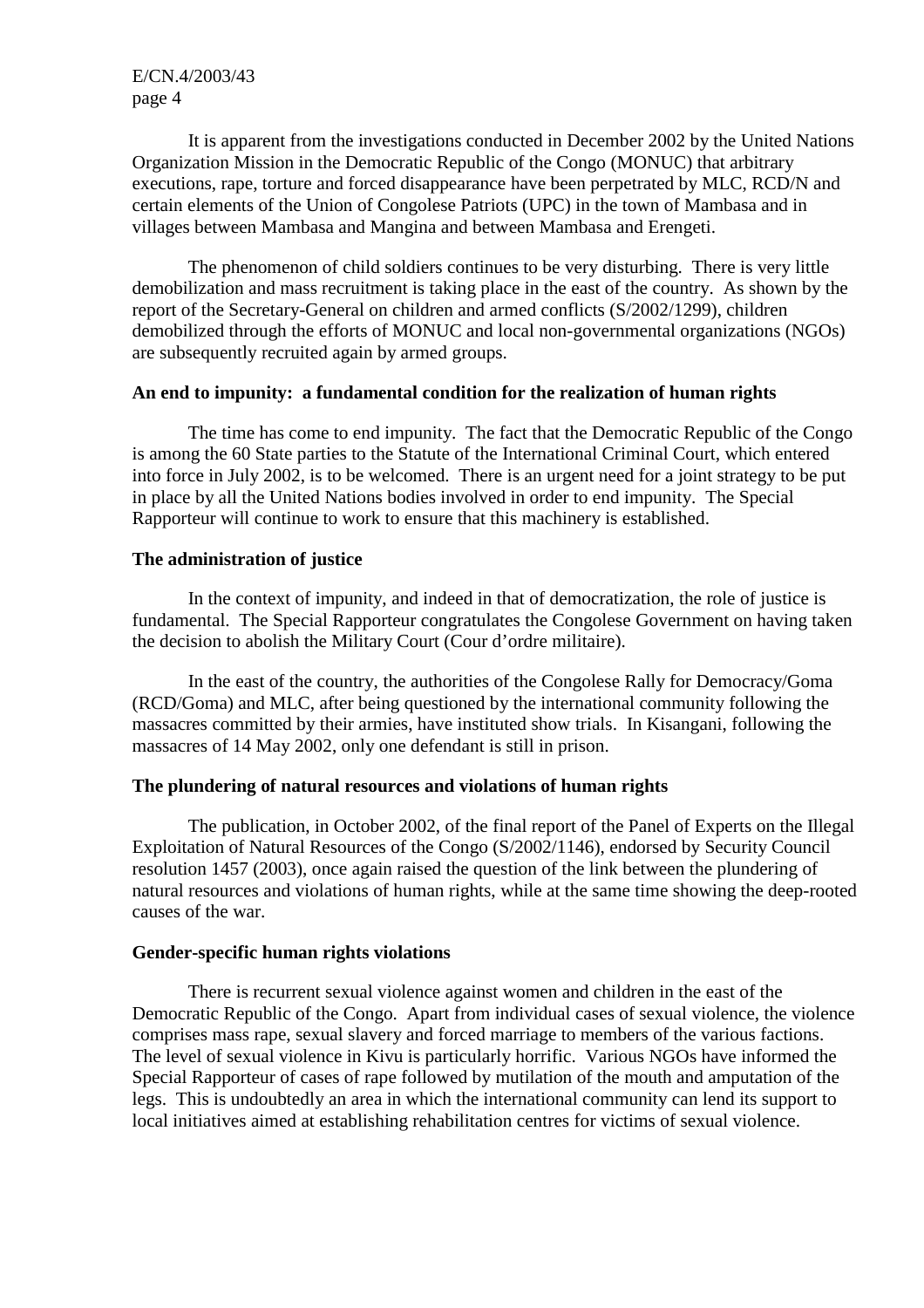It is apparent from the investigations conducted in December 2002 by the United Nations Organization Mission in the Democratic Republic of the Congo (MONUC) that arbitrary executions, rape, torture and forced disappearance have been perpetrated by MLC, RCD/N and certain elements of the Union of Congolese Patriots (UPC) in the town of Mambasa and in villages between Mambasa and Mangina and between Mambasa and Erengeti.

The phenomenon of child soldiers continues to be very disturbing. There is very little demobilization and mass recruitment is taking place in the east of the country. As shown by the report of the Secretary-General on children and armed conflicts (S/2002/1299), children demobilized through the efforts of MONUC and local non-governmental organizations (NGOs) are subsequently recruited again by armed groups.

**An end to impunity: a fundamental condition for the realization of human rights**

The time has come to end impunity. The fact that the Democratic Republic of the Congo is among the 60 State parties to the Statute of the International Criminal Court, which entered into force in July 2002, is to be welcomed. There is an urgent need for a joint strategy to be put in place by all the United Nations bodies involved in order to end impunity. The Special Rapporteur will continue to work to ensure that this machinery is established.

**The administration of justice**

In the context of impunity, and indeed in that of democratization, the role of justice is fundamental. The Special Rapporteur congratulates the Congolese Government on having taken the decision to abolish the Military Court (Cour d'ordre militaire).

In the east of the country, the authorities of the Congolese Rally for Democracy/Goma (RCD/Goma) and MLC, after being questioned by the international community following the massacres committed by their armies, have instituted show trials. In Kisangani, following the massacres of 14 May 2002, only one defendant is still in prison.

**The plundering of natural resources and violations of human rights**

The publication, in October 2002, of the final report of the Panel of Experts on the Illegal Exploitation of Natural Resources of the Congo (S/2002/1146), endorsed by Security Council resolution 1457 (2003), once again raised the question of the link between the plundering of natural resources and violations of human rights, while at the same time showing the deep-rooted causes of the war.

**Gender-specific human rights violations**

There is recurrent sexual violence against women and children in the east of the Democratic Republic of the Congo. Apart from individual cases of sexual violence, the violence comprises mass rape, sexual slavery and forced marriage to members of the various factions. The level of sexual violence in Kivu is particularly horrific. Various NGOs have informed the Special Rapporteur of cases of rape followed by mutilation of the mouth and amputation of the legs. This is undoubtedly an area in which the international community can lend its support to local initiatives aimed at establishing rehabilitation centres for victims of sexual violence.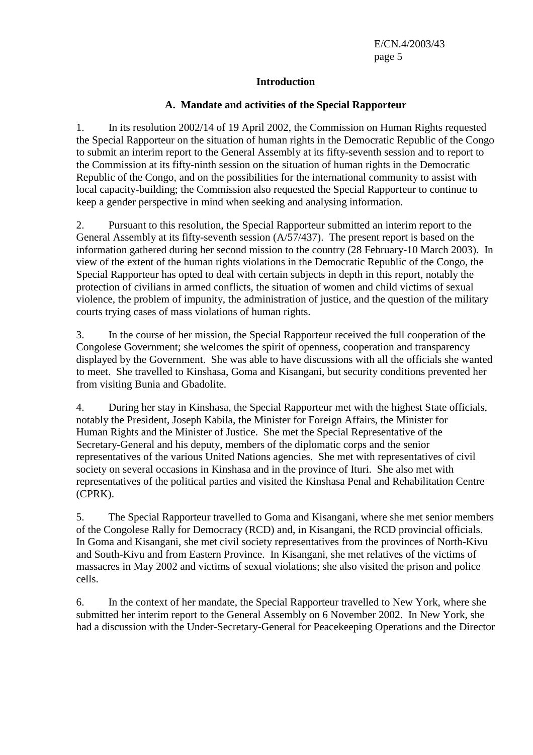# Introduction

## A. Mandate and activities of the Special Rapporteur

1. In its resolution 2002/14 of 19 April 2002, the Commission on Human Rights requested the Special Rapporteur on the situation of human rights in the Democratic Republic of the Congo to submit an interim report to the General Assembly at its fifty-seventh session and to report to the Commission at its fifty-ninth session on the situation of human rights in the Democratic Republic of the Congo, and on the possibilities for the international community to assist with local capacity-building; the Commission also requested the Special Rapporteur to continue to keep a gender perspective in mind when seeking and analysing information.

2. Pursuant to this resolution, the Special Rapporteur submitted an interim report to the General Assembly at its fifty-seventh session (A/57/437). The present report is based on the information gathered during her second mission to the country (28 February-10 March 2003). In view of the extent of the human rights violations in the Democratic Republic of the Congo, the Special Rapporteur has opted to deal with certain subjects in depth in this report, notably the protection of civilians in armed conflicts, the situation of women and child victims of sexual violence, the problem of impunity, the administration of justice, and the question of the military courts trying cases of mass violations of human rights.

3. In the course of her mission, the Special Rapporteur received the full cooperation of the Congolese Government; she welcomes the spirit of openness, cooperation and transparency displayed by the Government. She was able to have discussions with all the officials she wanted to meet. She travelled to Kinshasa, Goma and Kisangani, but security conditions prevented her from visiting Bunia and Gbadolite.

4. During her stay in Kinshasa, the Special Rapporteur met with the highest State officials, notably the President, Joseph Kabila, the Minister for Foreign Affairs, the Minister for Human Rights and the Minister of Justice. She met the Special Representative of the Secretary-General and his deputy, members of the diplomatic corps and the senior representatives of the various United Nations agencies. She met with representatives of civil society on several occasions in Kinshasa and in the province of Ituri. She also met with representatives of the political parties and visited the Kinshasa Penal and Rehabilitation Centre (CPRK).

5. The Special Rapporteur travelled to Goma and Kisangani, where she met senior members of the Congolese Rally for Democracy (RCD) and, in Kisangani, the RCD provincial officials. In Goma and Kisangani, she met civil society representatives from the provinces of North-Kivu and South-Kivu and from Eastern Province. In Kisangani, she met relatives of the victims of massacres in May 2002 and victims of sexual violations; she also visited the prison and police cells.

6. In the context of her mandate, the Special Rapporteur travelled to New York, where she submitted her interim report to the General Assembly on 6 November 2002. In New York, she had a discussion with the Under-Secretary-General for Peacekeeping Operations and the Director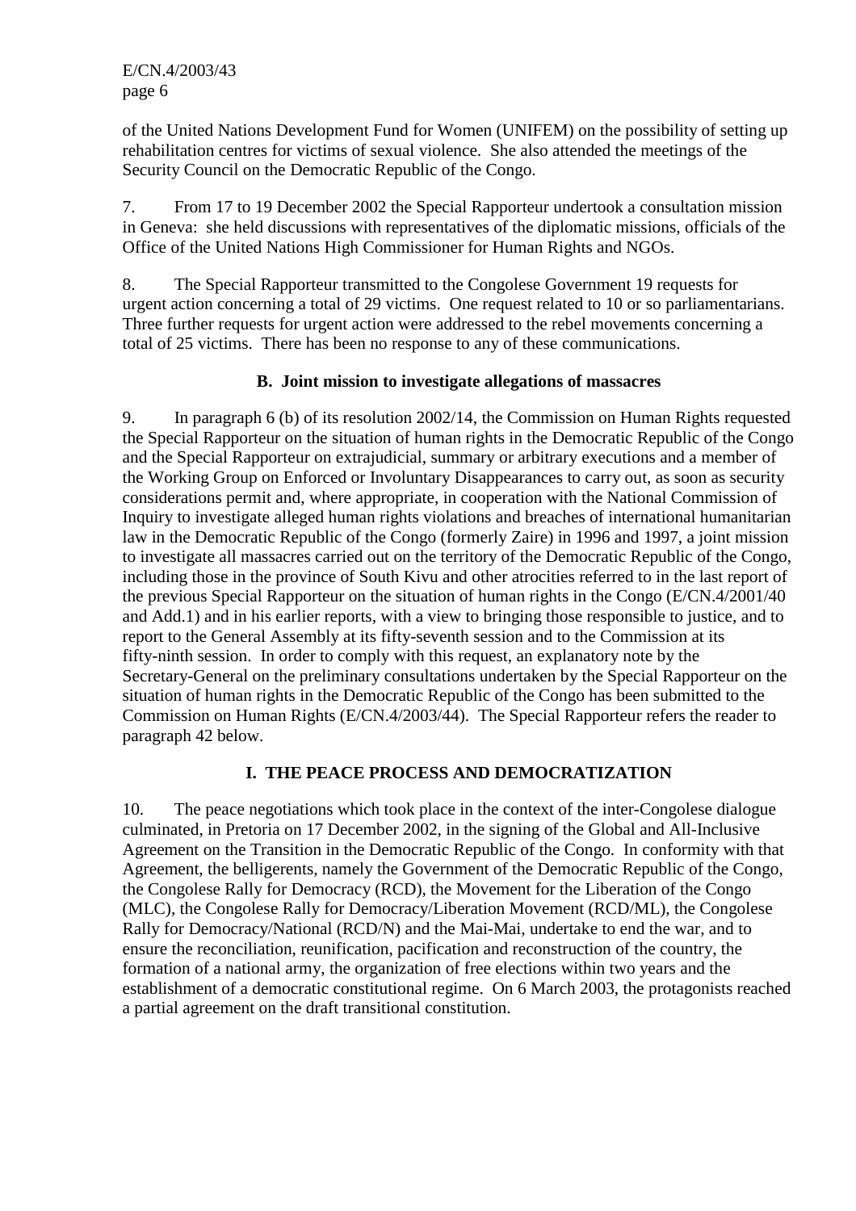of the United Nations Development Fund for Women (UNIFEM) on the possibility of setting up rehabilitation centres for victims of sexual violence. She also attended the meetings of the Security Council on the Democratic Republic of the Congo.

7. From 17 to 19 December 2002 the Special Rapporteur undertook a consultation mission in Geneva: she held discussions with representatives of the diplomatic missions, officials of the Office of the United Nations High Commissioner for Human Rights and NGOs.

8. The Special Rapporteur transmitted to the Congolese Government 19 requests for urgent action concerning a total of 29 victims. One request related to 10 or so parliamentarians. Three further requests for urgent action were addressed to the rebel movements concerning a total of 25 victims. There has been no response to any of these communications.

### B. Joint mission to investigate allegations of massacres

9. In paragraph 6 (b) of its resolution 2002/14, the Commission on Human Rights requested the Special Rapporteur on the situation of human rights in the Democratic Republic of the Congo and the Special Rapporteur on extrajudicial, summary or arbitrary executions and a member of the Working Group on Enforced or Involuntary Disappearances to carry out, as soon as security considerations permit and, where appropriate, in cooperation with the National Commission of Inquiry to investigate alleged human rights violations and breaches of international humanitarian law in the Democratic Republic of the Congo (formerly Zaire) in 1996 and 1997, a joint mission to investigate all massacres carried out on the territory of the Democratic Republic of the Congo, including those in the province of South Kivu and other atrocities referred to in the last report of the previous Special Rapporteur on the situation of human rights in the Congo (E/CN.4/2001/40 and Add.1) and in his earlier reports, with a view to bringing those responsible to justice, and to report to the General Assembly at its fifty-seventh session and to the Commission at its fifty-ninth session. In order to comply with this request, an explanatory note by the Secretary-General on the preliminary consultations undertaken by the Special Rapporteur on the situation of human rights in the Democratic Republic of the Congo has been submitted to the Commission on Human Rights (E/CN.4/2003/44). The Special Rapporteur refers the reader to paragraph 42 below.

## I. THE PEACE PROCESS AND DEMOCRATIZATION

10. The peace negotiations which took place in the context of the inter-Congolese dialogue culminated, in Pretoria on 17 December 2002, in the signing of the Global and All-Inclusive Agreement on the Transition in the Democratic Republic of the Congo. In conformity with that Agreement, the belligerents, namely the Government of the Democratic Republic of the Congo, the Congolese Rally for Democracy (RCD), the Movement for the Liberation of the Congo (MLC), the Congolese Rally for Democracy/Liberation Movement (RCD/ML), the Congolese Rally for Democracy/National (RCD/N) and the Mai-Mai, undertake to end the war, and to ensure the reconciliation, reunification, pacification and reconstruction of the country, the formation of a national army, the organization of free elections within two years and the establishment of a democratic constitutional regime. On 6 March 2003, the protagonists reached a partial agreement on the draft transitional constitution.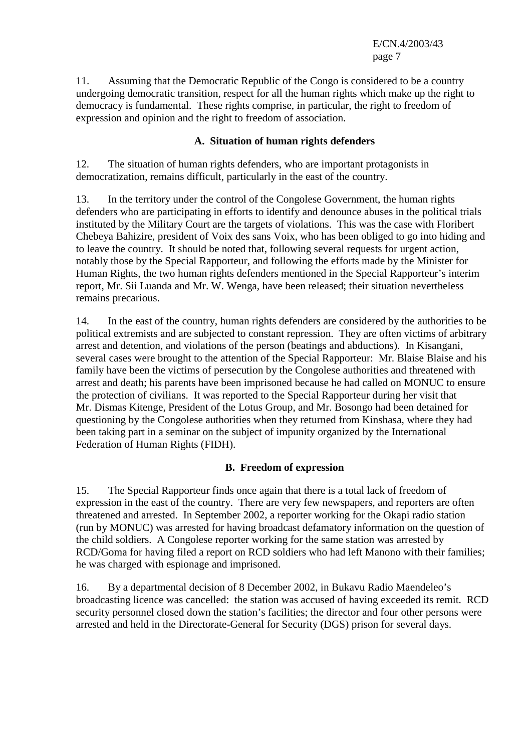11. Assuming that the Democratic Republic of the Congo is considered to be a country undergoing democratic transition, respect for all the human rights which make up the right to democracy is fundamental. These rights comprise, in particular, the right to freedom of expression and opinion and the right to freedom of association.

### A. Situation of human rights defenders

12. The situation of human rights defenders, who are important protagonists in democratization, remains difficult, particularly in the east of the country.

13. In the territory under the control of the Congolese Government, the human rights defenders who are participating in efforts to identify and denounce abuses in the political trials instituted by the Military Court are the targets of violations. This was the case with Floribert Chebeya Bahizire, president of Voix des sans Voix, who has been obliged to go into hiding and to leave the country. It should be noted that, following several requests for urgent action, notably those by the Special Rapporteur, and following the efforts made by the Minister for Human Rights, the two human rights defenders mentioned in the Special Rapporteur's interim report, Mr. Sii Luanda and Mr. W. Wenga, have been released; their situation nevertheless remains precarious.

14. In the east of the country, human rights defenders are considered by the authorities to be political extremists and are subjected to constant repression. They are often victims of arbitrary arrest and detention, and violations of the person (beatings and abductions). In Kisangani, several cases were brought to the attention of the Special Rapporteur: Mr. Blaise Blaise and his family have been the victims of persecution by the Congolese authorities and threatened with arrest and death; his parents have been imprisoned because he had called on MONUC to ensure the protection of civilians. It was reported to the Special Rapporteur during her visit that Mr. Dismas Kitenge, President of the Lotus Group, and Mr. Bosongo had been detained for questioning by the Congolese authorities when they returned from Kinshasa, where they had been taking part in a seminar on the subject of impunity organized by the International Federation of Human Rights (FIDH).

### B. Freedom of expression

15. The Special Rapporteur finds once again that there is a total lack of freedom of expression in the east of the country. There are very few newspapers, and reporters are often threatened and arrested. In September 2002, a reporter working for the Okapi radio station (run by MONUC) was arrested for having broadcast defamatory information on the question of the child soldiers. A Congolese reporter working for the same station was arrested by RCD/Goma for having filed a report on RCD soldiers who had left Manono with their families; he was charged with espionage and imprisoned.

16. By a departmental decision of 8 December 2002, in Bukavu Radio Maendeleo's broadcasting licence was cancelled: the station was accused of having exceeded its remit. RCD security personnel closed down the station's facilities; the director and four other persons were arrested and held in the Directorate-General for Security (DGS) prison for several days.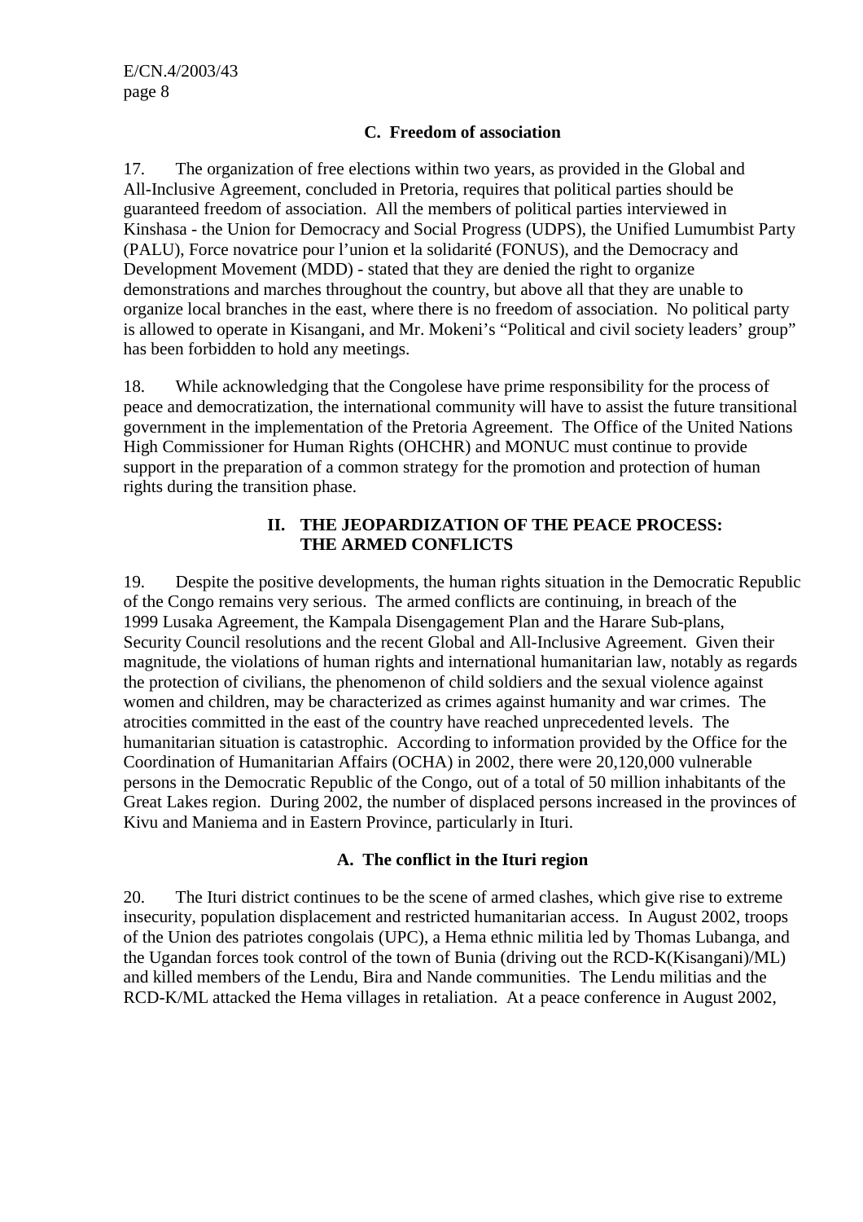### C. Freedom of association

17. The organization of free elections within two years, as provided in the Global and All-Inclusive Agreement, concluded in Pretoria, requires that political parties should be guaranteed freedom of association. All the members of political parties interviewed in Kinshasa - the Union for Democracy and Social Progress (UDPS), the Unified Lumumbist Party (PALU), Force novatrice pour l'union et la solidarité (FONUS), and the Democracy and Development Movement (MDD) - stated that they are denied the right to organize demonstrations and marches throughout the country, but above all that they are unable to organize local branches in the east, where there is no freedom of association. No political party is allowed to operate in Kisangani, and Mr. Mokeni's "Political and civil society leaders' group" has been forbidden to hold any meetings.

18. While acknowledging that the Congolese have prime responsibility for the process of peace and democratization, the international community will have to assist the future transitional government in the implementation of the Pretoria Agreement. The Office of the United Nations High Commissioner for Human Rights (OHCHR) and MONUC must continue to provide support in the preparation of a common strategy for the promotion and protection of human rights during the transition phase.

## II. THE JEOPARDIZATION OF THE PEACE PROCESS: THE ARMED CONFLICTS

19. Despite the positive developments, the human rights situation in the Democratic Republic of the Congo remains very serious. The armed conflicts are continuing, in breach of the 1999 Lusaka Agreement, the Kampala Disengagement Plan and the Harare Sub-plans, Security Council resolutions and the recent Global and All-Inclusive Agreement. Given their magnitude, the violations of human rights and international humanitarian law, notably as regards the protection of civilians, the phenomenon of child soldiers and the sexual violence against women and children, may be characterized as crimes against humanity and war crimes. The atrocities committed in the east of the country have reached unprecedented levels. The humanitarian situation is catastrophic. According to information provided by the Office for the Coordination of Humanitarian Affairs (OCHA) in 2002, there were 20,120,000 vulnerable persons in the Democratic Republic of the Congo, out of a total of 50 million inhabitants of the Great Lakes region. During 2002, the number of displaced persons increased in the provinces of Kivu and Maniema and in Eastern Province, particularly in Ituri.

### A. The conflict in the Ituri region

20. The Ituri district continues to be the scene of armed clashes, which give rise to extreme insecurity, population displacement and restricted humanitarian access. In August 2002, troops of the Union des patriotes congolais (UPC), a Hema ethnic militia led by Thomas Lubanga, and the Ugandan forces took control of the town of Bunia (driving out the RCD-K(Kisangani)/ML) and killed members of the Lendu, Bira and Nande communities. The Lendu militias and the RCD-K/ML attacked the Hema villages in retaliation. At a peace conference in August 2002,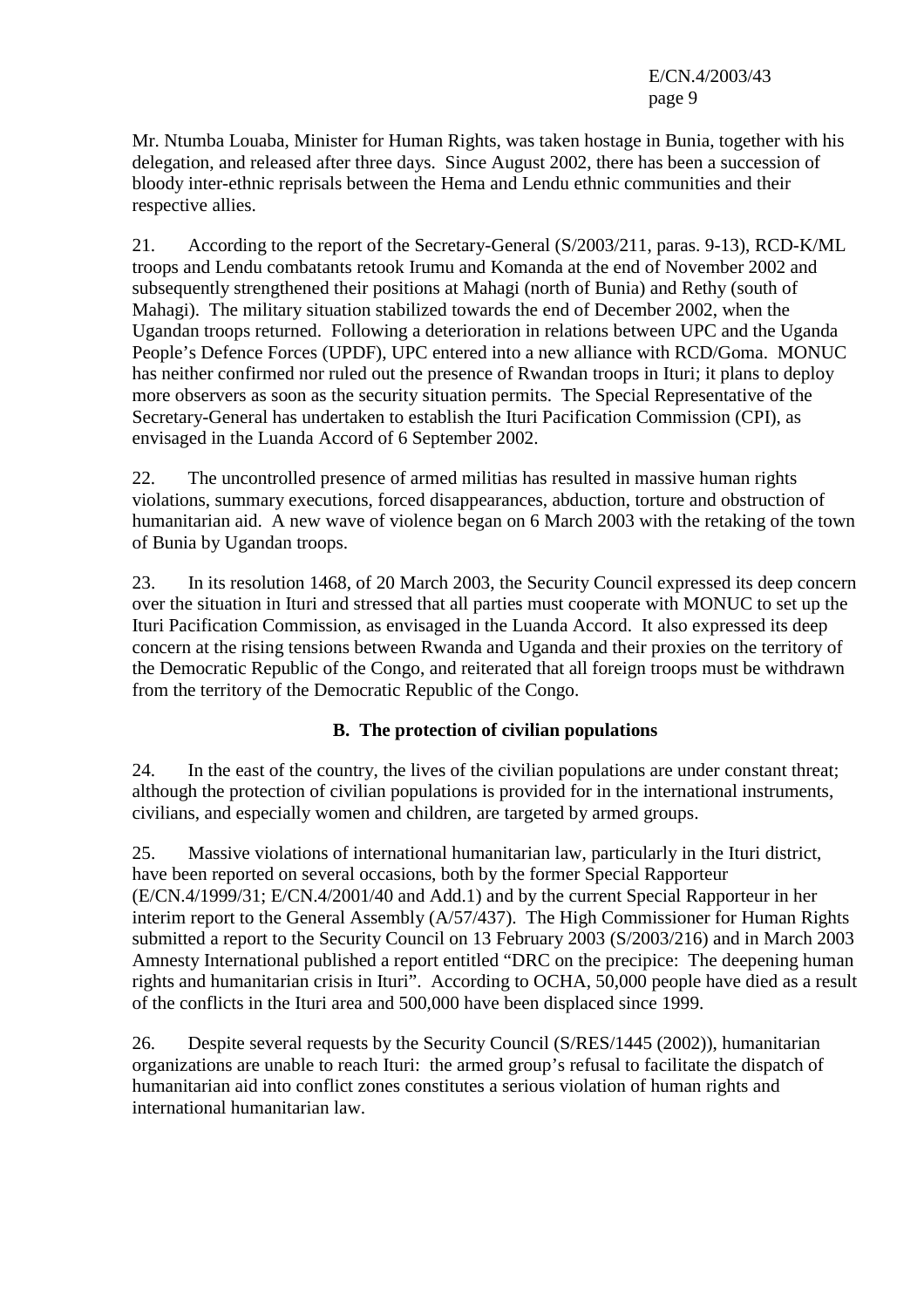Mr. Ntumba Louaba, Minister for Human Rights, was taken hostage in Bunia, together with his delegation, and released after three days. Since August 2002, there has been a succession of bloody inter-ethnic reprisals between the Hema and Lendu ethnic communities and their respective allies.

21. According to the report of the Secretary-General (S/2003/211, paras. 9-13), RCD-K/ML troops and Lendu combatants retook Irumu and Komanda at the end of November 2002 and subsequently strengthened their positions at Mahagi (north of Bunia) and Rethy (south of Mahagi). The military situation stabilized towards the end of December 2002, when the Ugandan troops returned. Following a deterioration in relations between UPC and the Uganda People's Defence Forces (UPDF), UPC entered into a new alliance with RCD/Goma. MONUC has neither confirmed nor ruled out the presence of Rwandan troops in Ituri; it plans to deploy more observers as soon as the security situation permits. The Special Representative of the Secretary-General has undertaken to establish the Ituri Pacification Commission (CPI), as envisaged in the Luanda Accord of 6 September 2002.

22. The uncontrolled presence of armed militias has resulted in massive human rights violations, summary executions, forced disappearances, abduction, torture and obstruction of humanitarian aid. A new wave of violence began on 6 March 2003 with the retaking of the town of Bunia by Ugandan troops.

23. In its resolution 1468, of 20 March 2003, the Security Council expressed its deep concern over the situation in Ituri and stressed that all parties must cooperate with MONUC to set up the Ituri Pacification Commission, as envisaged in the Luanda Accord. It also expressed its deep concern at the rising tensions between Rwanda and Uganda and their proxies on the territory of the Democratic Republic of the Congo, and reiterated that all foreign troops must be withdrawn from the territory of the Democratic Republic of the Congo.

### B. The protection of civilian populations

24. In the east of the country, the lives of the civilian populations are under constant threat; although the protection of civilian populations is provided for in the international instruments, civilians, and especially women and children, are targeted by armed groups.

25. Massive violations of international humanitarian law, particularly in the Ituri district, have been reported on several occasions, both by the former Special Rapporteur (E/CN.4/1999/31; E/CN.4/2001/40 and Add.1) and by the current Special Rapporteur in her interim report to the General Assembly (A/57/437). The High Commissioner for Human Rights submitted a report to the Security Council on 13 February 2003 (S/2003/216) and in March 2003 Amnesty International published a report entitled "DRC on the precipice: The deepening human rights and humanitarian crisis in Ituri". According to OCHA, 50,000 people have died as a result of the conflicts in the Ituri area and 500,000 have been displaced since 1999.

26. Despite several requests by the Security Council (S/RES/1445 (2002)), humanitarian organizations are unable to reach Ituri: the armed group's refusal to facilitate the dispatch of humanitarian aid into conflict zones constitutes a serious violation of human rights and international humanitarian law.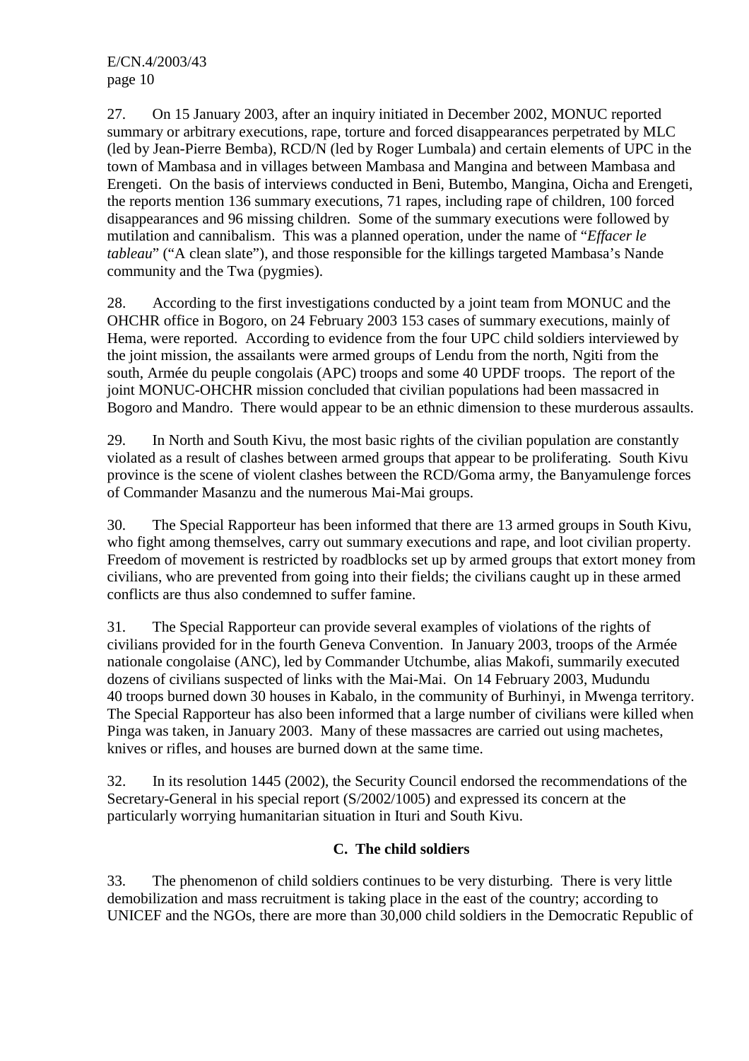27. On 15 January 2003, after an inquiry initiated in December 2002, MONUC reported summary or arbitrary executions, rape, torture and forced disappearances perpetrated by MLC (led by Jean-Pierre Bemba), RCD/N (led by Roger Lumbala) and certain elements of UPC in the town of Mambasa and in villages between Mambasa and Mangina and between Mambasa and Erengeti. On the basis of interviews conducted in Beni, Butembo, Mangina, Oicha and Erengeti, the reports mention 136 summary executions, 71 rapes, including rape of children, 100 forced disappearances and 96 missing children. Some of the summary executions were followed by mutilation and cannibalism. This was a planned operation, under the name of "*Effacer le tableau*" ("A clean slate"), and those responsible for the killings targeted Mambasa's Nande community and the Twa (pygmies).

28. According to the first investigations conducted by a joint team from MONUC and the OHCHR office in Bogoro, on 24 February 2003 153 cases of summary executions, mainly of Hema, were reported. According to evidence from the four UPC child soldiers interviewed by the joint mission, the assailants were armed groups of Lendu from the north, Ngiti from the south, Armée du peuple congolais (APC) troops and some 40 UPDF troops. The report of the joint MONUC-OHCHR mission concluded that civilian populations had been massacred in Bogoro and Mandro. There would appear to be an ethnic dimension to these murderous assaults.

29. In North and South Kivu, the most basic rights of the civilian population are constantly violated as a result of clashes between armed groups that appear to be proliferating. South Kivu province is the scene of violent clashes between the RCD/Goma army, the Banyamulenge forces of Commander Masanzu and the numerous Mai-Mai groups.

30. The Special Rapporteur has been informed that there are 13 armed groups in South Kivu, who fight among themselves, carry out summary executions and rape, and loot civilian property. Freedom of movement is restricted by roadblocks set up by armed groups that extort money from civilians, who are prevented from going into their fields; the civilians caught up in these armed conflicts are thus also condemned to suffer famine.

31. The Special Rapporteur can provide several examples of violations of the rights of civilians provided for in the fourth Geneva Convention. In January 2003, troops of the Armée nationale congolaise (ANC), led by Commander Utchumbe, alias Makofi, summarily executed dozens of civilians suspected of links with the Mai-Mai. On 14 February 2003, Mudundu 40 troops burned down 30 houses in Kabalo, in the community of Burhinyi, in Mwenga territory. The Special Rapporteur has also been informed that a large number of civilians were killed when Pinga was taken, in January 2003. Many of these massacres are carried out using machetes, knives or rifles, and houses are burned down at the same time.

32. In its resolution 1445 (2002), the Security Council endorsed the recommendations of the Secretary-General in his special report (S/2002/1005) and expressed its concern at the particularly worrying humanitarian situation in Ituri and South Kivu.

## C. The child soldiers

33. The phenomenon of child soldiers continues to be very disturbing. There is very little demobilization and mass recruitment is taking place in the east of the country; according to UNICEF and the NGOs, there are more than 30,000 child soldiers in the Democratic Republic of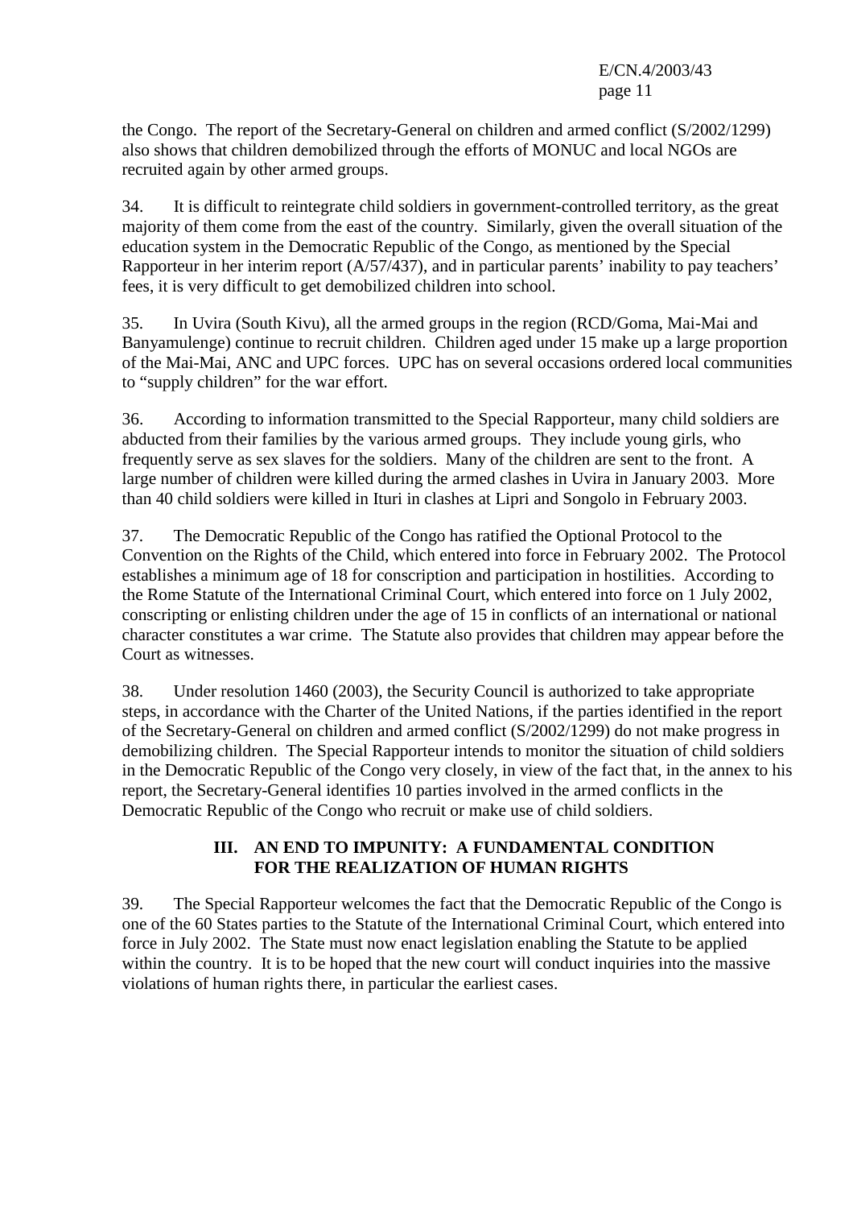the Congo. The report of the Secretary-General on children and armed conflict (S/2002/1299) also shows that children demobilized through the efforts of MONUC and local NGOs are recruited again by other armed groups.

34. It is difficult to reintegrate child soldiers in government-controlled territory, as the great majority of them come from the east of the country. Similarly, given the overall situation of the education system in the Democratic Republic of the Congo, as mentioned by the Special Rapporteur in her interim report (A/57/437), and in particular parents' inability to pay teachers' fees, it is very difficult to get demobilized children into school.

35. In Uvira (South Kivu), all the armed groups in the region (RCD/Goma, Mai-Mai and Banyamulenge) continue to recruit children. Children aged under 15 make up a large proportion of the Mai-Mai, ANC and UPC forces. UPC has on several occasions ordered local communities to "supply children" for the war effort.

36. According to information transmitted to the Special Rapporteur, many child soldiers are abducted from their families by the various armed groups. They include young girls, who frequently serve as sex slaves for the soldiers. Many of the children are sent to the front. A large number of children were killed during the armed clashes in Uvira in January 2003. More than 40 child soldiers were killed in Ituri in clashes at Lipri and Songolo in February 2003.

37. The Democratic Republic of the Congo has ratified the Optional Protocol to the Convention on the Rights of the Child, which entered into force in February 2002. The Protocol establishes a minimum age of 18 for conscription and participation in hostilities. According to the Rome Statute of the International Criminal Court, which entered into force on 1 July 2002, conscripting or enlisting children under the age of 15 in conflicts of an international or national character constitutes a war crime. The Statute also provides that children may appear before the Court as witnesses.

38. Under resolution 1460 (2003), the Security Council is authorized to take appropriate steps, in accordance with the Charter of the United Nations, if the parties identified in the report of the Secretary-General on children and armed conflict (S/2002/1299) do not make progress in demobilizing children. The Special Rapporteur intends to monitor the situation of child soldiers in the Democratic Republic of the Congo very closely, in view of the fact that, in the annex to his report, the Secretary-General identifies 10 parties involved in the armed conflicts in the Democratic Republic of the Congo who recruit or make use of child soldiers.

## III. AN END TO IMPUNITY: A FUNDAMENTAL CONDITION FOR THE REALIZATION OF HUMAN RIGHTS

39. The Special Rapporteur welcomes the fact that the Democratic Republic of the Congo is one of the 60 States parties to the Statute of the International Criminal Court, which entered into force in July 2002. The State must now enact legislation enabling the Statute to be applied within the country. It is to be hoped that the new court will conduct inquiries into the massive violations of human rights there, in particular the earliest cases.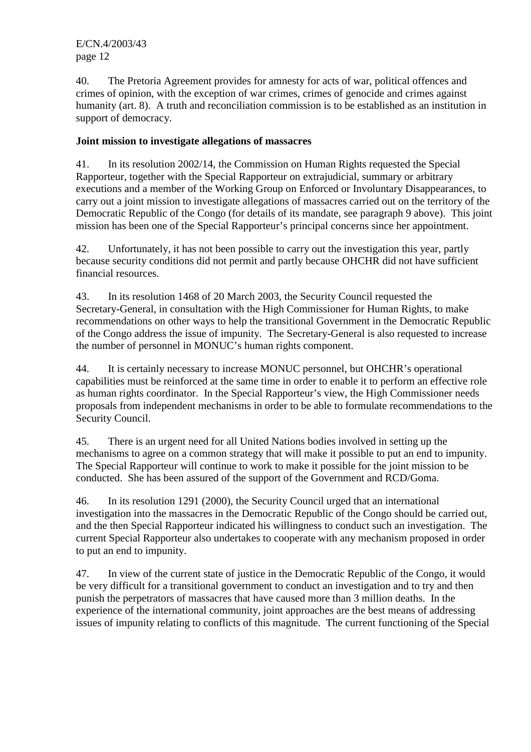40. The Pretoria Agreement provides for amnesty for acts of war, political offences and crimes of opinion, with the exception of war crimes, crimes of genocide and crimes against humanity (art. 8). A truth and reconciliation commission is to be established as an institution in support of democracy.

**Joint mission to investigate allegations of massacres**

41. In its resolution 2002/14, the Commission on Human Rights requested the Special Rapporteur, together with the Special Rapporteur on extrajudicial, summary or arbitrary executions and a member of the Working Group on Enforced or Involuntary Disappearances, to carry out a joint mission to investigate allegations of massacres carried out on the territory of the Democratic Republic of the Congo (for details of its mandate, see paragraph 9 above). This joint mission has been one of the Special Rapporteur's principal concerns since her appointment.

42. Unfortunately, it has not been possible to carry out the investigation this year, partly because security conditions did not permit and partly because OHCHR did not have sufficient financial resources.

43. In its resolution 1468 of 20 March 2003, the Security Council requested the Secretary-General, in consultation with the High Commissioner for Human Rights, to make recommendations on other ways to help the transitional Government in the Democratic Republic of the Congo address the issue of impunity. The Secretary-General is also requested to increase the number of personnel in MONUC's human rights component.

44. It is certainly necessary to increase MONUC personnel, but OHCHR's operational capabilities must be reinforced at the same time in order to enable it to perform an effective role as human rights coordinator. In the Special Rapporteur's view, the High Commissioner needs proposals from independent mechanisms in order to be able to formulate recommendations to the Security Council.

45. There is an urgent need for all United Nations bodies involved in setting up the mechanisms to agree on a common strategy that will make it possible to put an end to impunity. The Special Rapporteur will continue to work to make it possible for the joint mission to be conducted. She has been assured of the support of the Government and RCD/Goma.

46. In its resolution 1291 (2000), the Security Council urged that an international investigation into the massacres in the Democratic Republic of the Congo should be carried out, and the then Special Rapporteur indicated his willingness to conduct such an investigation. The current Special Rapporteur also undertakes to cooperate with any mechanism proposed in order to put an end to impunity.

47. In view of the current state of justice in the Democratic Republic of the Congo, it would be very difficult for a transitional government to conduct an investigation and to try and then punish the perpetrators of massacres that have caused more than 3 million deaths. In the experience of the international community, joint approaches are the best means of addressing issues of impunity relating to conflicts of this magnitude. The current functioning of the Special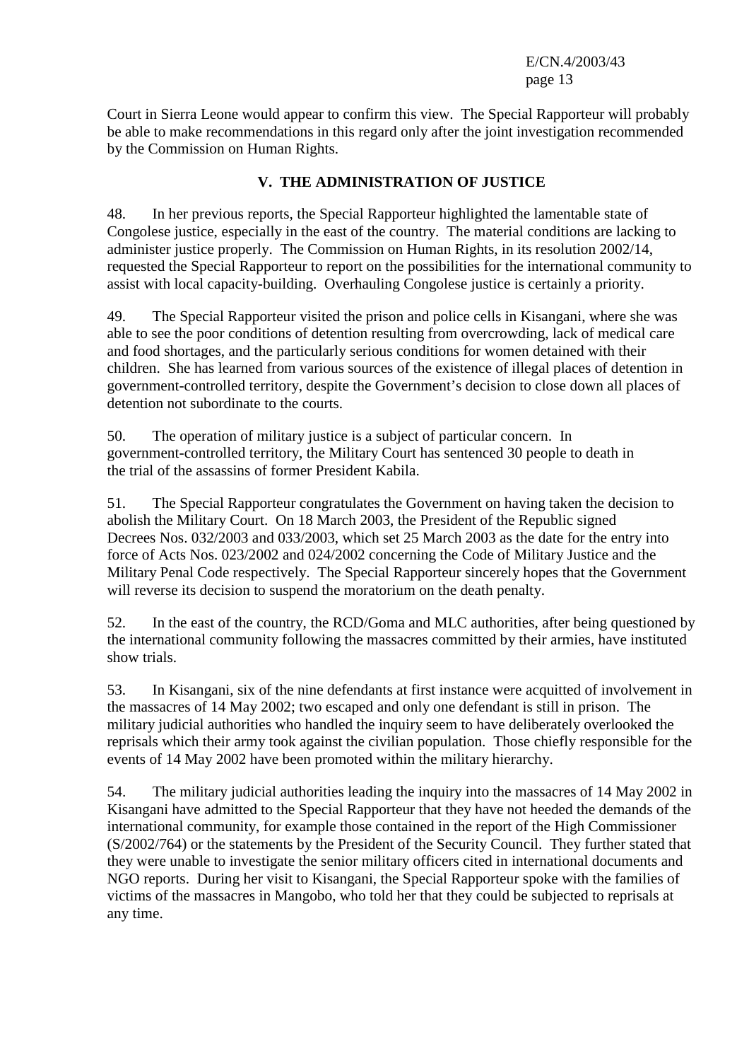Court in Sierra Leone would appear to confirm this view. The Special Rapporteur will probably be able to make recommendations in this regard only after the joint investigation recommended by the Commission on Human Rights.

## V. THE ADMINISTRATION OF JUSTICE

48. In her previous reports, the Special Rapporteur highlighted the lamentable state of Congolese justice, especially in the east of the country. The material conditions are lacking to administer justice properly. The Commission on Human Rights, in its resolution 2002/14, requested the Special Rapporteur to report on the possibilities for the international community to assist with local capacity-building. Overhauling Congolese justice is certainly a priority.

49. The Special Rapporteur visited the prison and police cells in Kisangani, where she was able to see the poor conditions of detention resulting from overcrowding, lack of medical care and food shortages, and the particularly serious conditions for women detained with their children. She has learned from various sources of the existence of illegal places of detention in government-controlled territory, despite the Government's decision to close down all places of detention not subordinate to the courts.

50. The operation of military justice is a subject of particular concern. In government-controlled territory, the Military Court has sentenced 30 people to death in the trial of the assassins of former President Kabila.

51. The Special Rapporteur congratulates the Government on having taken the decision to abolish the Military Court. On 18 March 2003, the President of the Republic signed Decrees Nos. 032/2003 and 033/2003, which set 25 March 2003 as the date for the entry into force of Acts Nos. 023/2002 and 024/2002 concerning the Code of Military Justice and the Military Penal Code respectively. The Special Rapporteur sincerely hopes that the Government will reverse its decision to suspend the moratorium on the death penalty.

52. In the east of the country, the RCD/Goma and MLC authorities, after being questioned by the international community following the massacres committed by their armies, have instituted show trials.

53. In Kisangani, six of the nine defendants at first instance were acquitted of involvement in the massacres of 14 May 2002; two escaped and only one defendant is still in prison. The military judicial authorities who handled the inquiry seem to have deliberately overlooked the reprisals which their army took against the civilian population. Those chiefly responsible for the events of 14 May 2002 have been promoted within the military hierarchy.

54. The military judicial authorities leading the inquiry into the massacres of 14 May 2002 in Kisangani have admitted to the Special Rapporteur that they have not heeded the demands of the international community, for example those contained in the report of the High Commissioner (S/2002/764) or the statements by the President of the Security Council. They further stated that they were unable to investigate the senior military officers cited in international documents and NGO reports. During her visit to Kisangani, the Special Rapporteur spoke with the families of victims of the massacres in Mangobo, who told her that they could be subjected to reprisals at any time.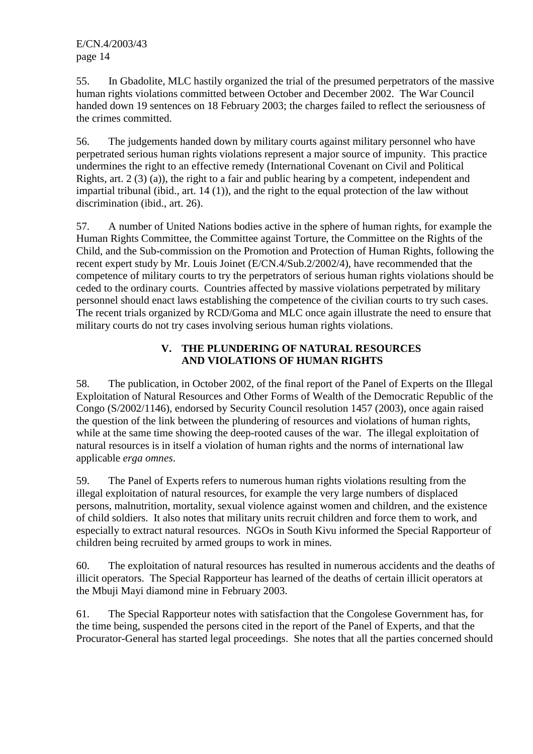55. In Gbadolite, MLC hastily organized the trial of the presumed perpetrators of the massive human rights violations committed between October and December 2002. The War Council handed down 19 sentences on 18 February 2003; the charges failed to reflect the seriousness of the crimes committed.

56. The judgements handed down by military courts against military personnel who have perpetrated serious human rights violations represent a major source of impunity. This practice undermines the right to an effective remedy (International Covenant on Civil and Political Rights, art. 2 (3) (a)), the right to a fair and public hearing by a competent, independent and impartial tribunal (ibid., art. 14 (1)), and the right to the equal protection of the law without discrimination (ibid., art. 26).

57. A number of United Nations bodies active in the sphere of human rights, for example the Human Rights Committee, the Committee against Torture, the Committee on the Rights of the Child, and the Sub-commission on the Promotion and Protection of Human Rights, following the recent expert study by Mr. Louis Joinet (E/CN.4/Sub.2/2002/4), have recommended that the competence of military courts to try the perpetrators of serious human rights violations should be ceded to the ordinary courts. Countries affected by massive violations perpetrated by military personnel should enact laws establishing the competence of the civilian courts to try such cases. The recent trials organized by RCD/Goma and MLC once again illustrate the need to ensure that military courts do not try cases involving serious human rights violations.

## V. THE PLUNDERING OF NATURAL RESOURCES AND VIOLATIONS OF HUMAN RIGHTS

58. The publication, in October 2002, of the final report of the Panel of Experts on the Illegal Exploitation of Natural Resources and Other Forms of Wealth of the Democratic Republic of the Congo (S/2002/1146), endorsed by Security Council resolution 1457 (2003), once again raised the question of the link between the plundering of resources and violations of human rights, while at the same time showing the deep-rooted causes of the war. The illegal exploitation of natural resources is in itself a violation of human rights and the norms of international law applicable *erga omnes*.

59. The Panel of Experts refers to numerous human rights violations resulting from the illegal exploitation of natural resources, for example the very large numbers of displaced persons, malnutrition, mortality, sexual violence against women and children, and the existence of child soldiers. It also notes that military units recruit children and force them to work, and especially to extract natural resources. NGOs in South Kivu informed the Special Rapporteur of children being recruited by armed groups to work in mines.

60. The exploitation of natural resources has resulted in numerous accidents and the deaths of illicit operators. The Special Rapporteur has learned of the deaths of certain illicit operators at the Mbuji Mayi diamond mine in February 2003.

61. The Special Rapporteur notes with satisfaction that the Congolese Government has, for the time being, suspended the persons cited in the report of the Panel of Experts, and that the Procurator-General has started legal proceedings. She notes that all the parties concerned should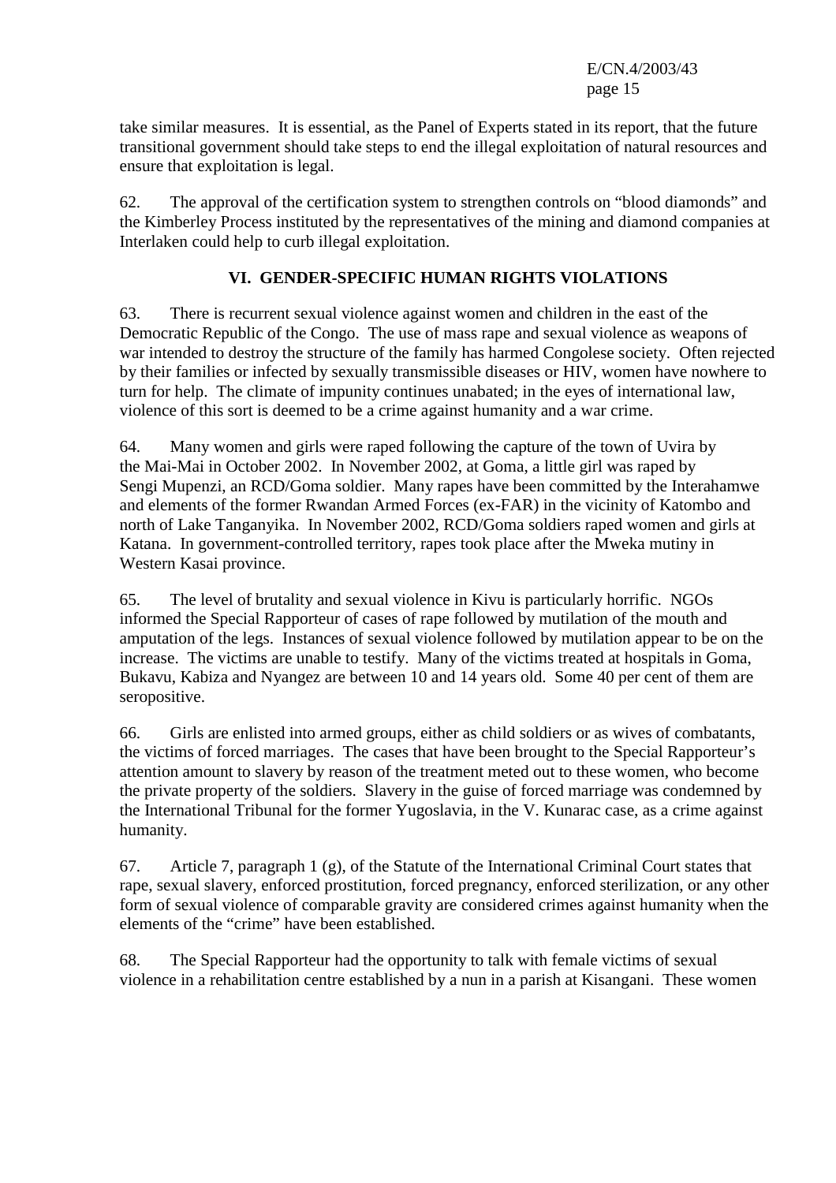take similar measures. It is essential, as the Panel of Experts stated in its report, that the future transitional government should take steps to end the illegal exploitation of natural resources and ensure that exploitation is legal.

62. The approval of the certification system to strengthen controls on "blood diamonds" and the Kimberley Process instituted by the representatives of the mining and diamond companies at Interlaken could help to curb illegal exploitation.

## VI. GENDER-SPECIFIC HUMAN RIGHTS VIOLATIONS

63. There is recurrent sexual violence against women and children in the east of the Democratic Republic of the Congo. The use of mass rape and sexual violence as weapons of war intended to destroy the structure of the family has harmed Congolese society. Often rejected by their families or infected by sexually transmissible diseases or HIV, women have nowhere to turn for help. The climate of impunity continues unabated; in the eyes of international law, violence of this sort is deemed to be a crime against humanity and a war crime.

64. Many women and girls were raped following the capture of the town of Uvira by the Mai-Mai in October 2002. In November 2002, at Goma, a little girl was raped by Sengi Mupenzi, an RCD/Goma soldier. Many rapes have been committed by the Interahamwe and elements of the former Rwandan Armed Forces (ex-FAR) in the vicinity of Katombo and north of Lake Tanganyika. In November 2002, RCD/Goma soldiers raped women and girls at Katana. In government-controlled territory, rapes took place after the Mweka mutiny in Western Kasai province.

65. The level of brutality and sexual violence in Kivu is particularly horrific. NGOs informed the Special Rapporteur of cases of rape followed by mutilation of the mouth and amputation of the legs. Instances of sexual violence followed by mutilation appear to be on the increase. The victims are unable to testify. Many of the victims treated at hospitals in Goma, Bukavu, Kabiza and Nyangez are between 10 and 14 years old. Some 40 per cent of them are seropositive.

66. Girls are enlisted into armed groups, either as child soldiers or as wives of combatants, the victims of forced marriages. The cases that have been brought to the Special Rapporteur's attention amount to slavery by reason of the treatment meted out to these women, who become the private property of the soldiers. Slavery in the guise of forced marriage was condemned by the International Tribunal for the former Yugoslavia, in the V. Kunarac case, as a crime against humanity.

67. Article 7, paragraph 1 (g), of the Statute of the International Criminal Court states that rape, sexual slavery, enforced prostitution, forced pregnancy, enforced sterilization, or any other form of sexual violence of comparable gravity are considered crimes against humanity when the elements of the "crime" have been established.

68. The Special Rapporteur had the opportunity to talk with female victims of sexual violence in a rehabilitation centre established by a nun in a parish at Kisangani. These women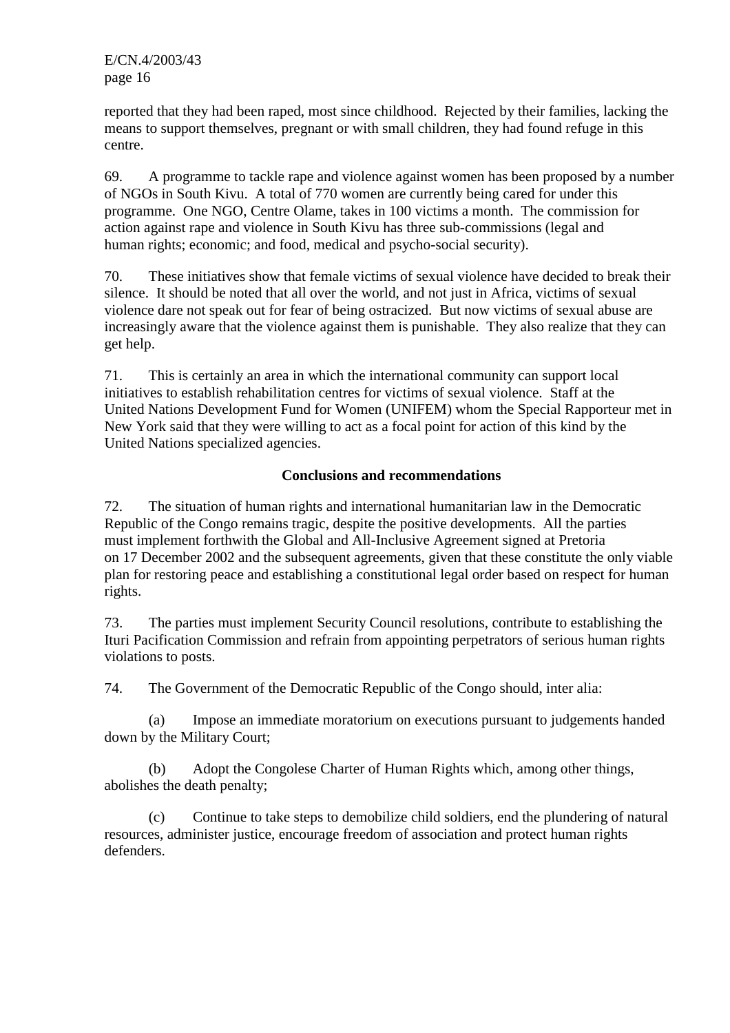reported that they had been raped, most since childhood. Rejected by their families, lacking the means to support themselves, pregnant or with small children, they had found refuge in this centre.

69. A programme to tackle rape and violence against women has been proposed by a number of NGOs in South Kivu. A total of 770 women are currently being cared for under this programme. One NGO, Centre Olame, takes in 100 victims a month. The commission for action against rape and violence in South Kivu has three sub-commissions (legal and human rights; economic; and food, medical and psycho-social security).

70. These initiatives show that female victims of sexual violence have decided to break their silence. It should be noted that all over the world, and not just in Africa, victims of sexual violence dare not speak out for fear of being ostracized. But now victims of sexual abuse are increasingly aware that the violence against them is punishable. They also realize that they can get help.

71. This is certainly an area in which the international community can support local initiatives to establish rehabilitation centres for victims of sexual violence. Staff at the United Nations Development Fund for Women (UNIFEM) whom the Special Rapporteur met in New York said that they were willing to act as a focal point for action of this kind by the United Nations specialized agencies.

## Conclusions and recommendations

72. The situation of human rights and international humanitarian law in the Democratic Republic of the Congo remains tragic, despite the positive developments. All the parties must implement forthwith the Global and All-Inclusive Agreement signed at Pretoria on 17 December 2002 and the subsequent agreements, given that these constitute the only viable plan for restoring peace and establishing a constitutional legal order based on respect for human rights.

73. The parties must implement Security Council resolutions, contribute to establishing the Ituri Pacification Commission and refrain from appointing perpetrators of serious human rights violations to posts.

74. The Government of the Democratic Republic of the Congo should, inter alia:

(a) Impose an immediate moratorium on executions pursuant to judgements handed down by the Military Court;

(b) Adopt the Congolese Charter of Human Rights which, among other things, abolishes the death penalty;

(c) Continue to take steps to demobilize child soldiers, end the plundering of natural resources, administer justice, encourage freedom of association and protect human rights defenders.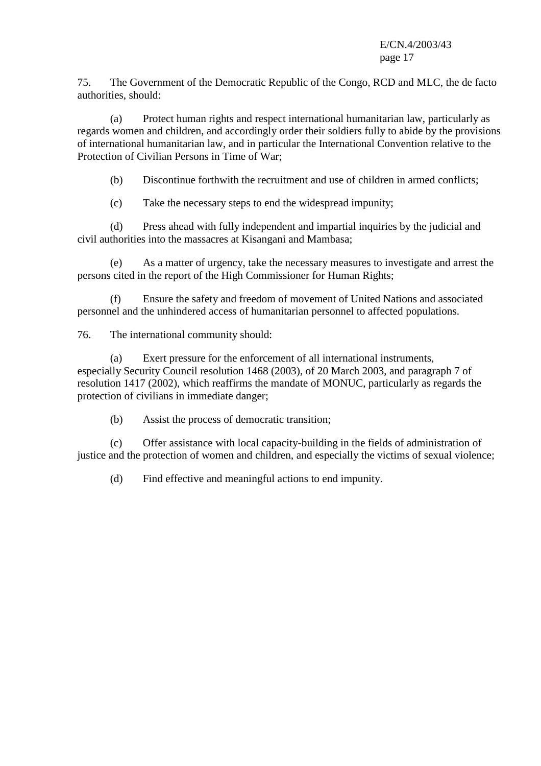75. The Government of the Democratic Republic of the Congo, RCD and MLC, the de facto authorities, should:

(a) Protect human rights and respect international humanitarian law, particularly as regards women and children, and accordingly order their soldiers fully to abide by the provisions of international humanitarian law, and in particular the International Convention relative to the Protection of Civilian Persons in Time of War;

(b) Discontinue forthwith the recruitment and use of children in armed conflicts;

(c) Take the necessary steps to end the widespread impunity;

(d) Press ahead with fully independent and impartial inquiries by the judicial and civil authorities into the massacres at Kisangani and Mambasa;

(e) As a matter of urgency, take the necessary measures to investigate and arrest the persons cited in the report of the High Commissioner for Human Rights;

(f) Ensure the safety and freedom of movement of United Nations and associated personnel and the unhindered access of humanitarian personnel to affected populations.

76. The international community should:

(a) Exert pressure for the enforcement of all international instruments, especially Security Council resolution 1468 (2003), of 20 March 2003, and paragraph 7 of resolution 1417 (2002), which reaffirms the mandate of MONUC, particularly as regards the protection of civilians in immediate danger;

(b) Assist the process of democratic transition;

(c) Offer assistance with local capacity-building in the fields of administration of justice and the protection of women and children, and especially the victims of sexual violence;

(d) Find effective and meaningful actions to end impunity.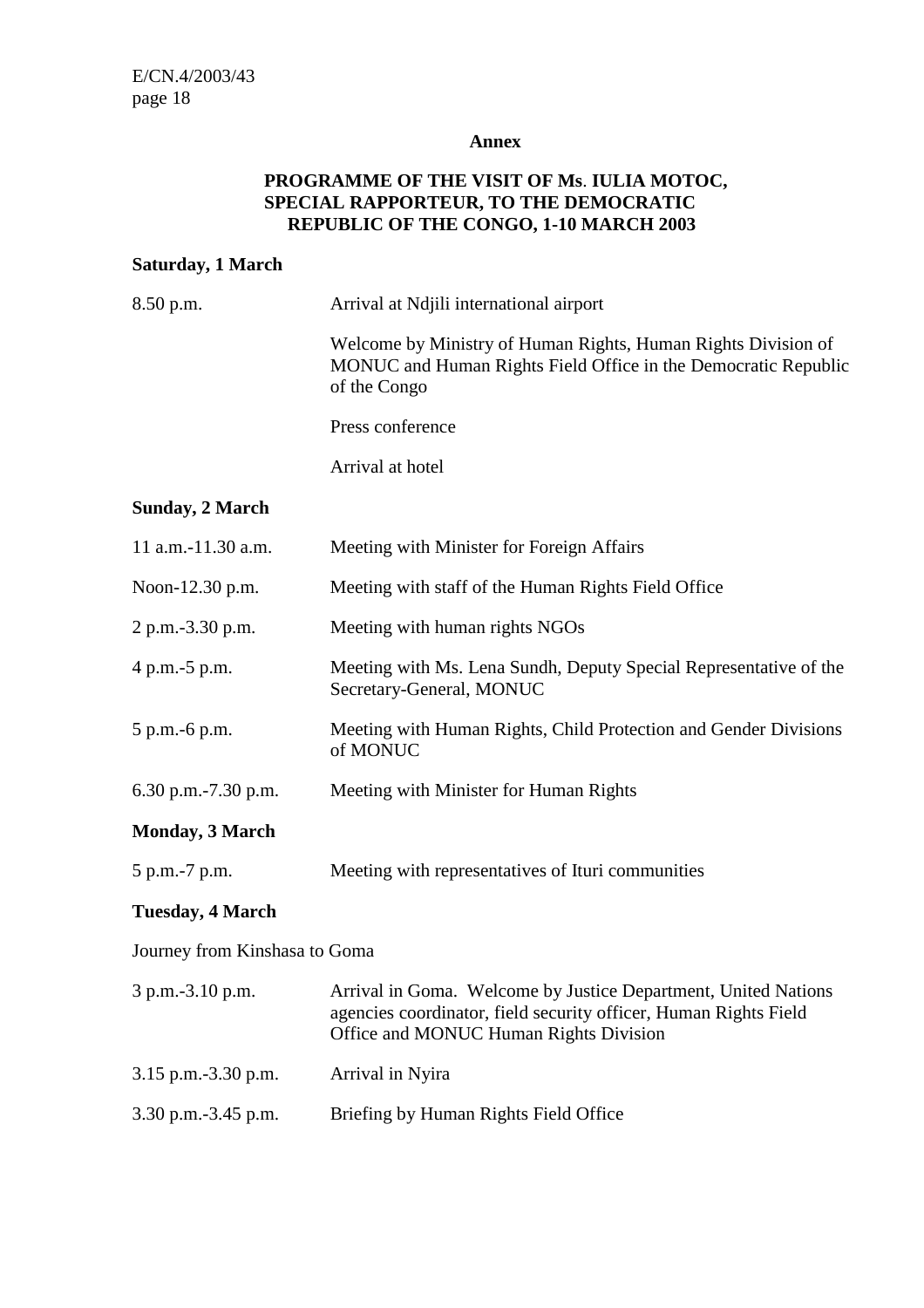## Annex

### PROGRAMME OF THE VISIT OF Ms. IULIA MOTOC, SPECIAL RAPPORTEUR, TO THE DEMOCRATIC REPUBLIC OF THE CONGO, 1-10 MARCH 2003

**Saturday, 1 March**

| | |
|---|---|
| 8.50 p.m. | Arrival at Ndjili international airport |
| | Welcome by Ministry of Human Rights, Human Rights Division of MONUC and Human Rights Field Office in the Democratic Republic of the Congo |
| | Press conference |
| | Arrival at hotel |

**Sunday, 2 March**

| | |
|---|---|
| 11 a.m.-11.30 a.m. | Meeting with Minister for Foreign Affairs |
| Noon-12.30 p.m. | Meeting with staff of the Human Rights Field Office |
| 2 p.m.-3.30 p.m. | Meeting with human rights NGOs |
| 4 p.m.-5 p.m. | Meeting with Ms. Lena Sundh, Deputy Special Representative of the Secretary-General, MONUC |
| 5 p.m.-6 p.m. | Meeting with Human Rights, Child Protection and Gender Divisions of MONUC |
| 6.30 p.m.-7.30 p.m. | Meeting with Minister for Human Rights |

**Monday, 3 March**

| | |
|---|---|
| 5 p.m.-7 p.m. | Meeting with representatives of Ituri communities |

**Tuesday, 4 March**

Journey from Kinshasa to Goma

| | |
|---|---|
| 3 p.m.-3.10 p.m. | Arrival in Goma. Welcome by Justice Department, United Nations agencies coordinator, field security officer, Human Rights Field Office and MONUC Human Rights Division |
| 3.15 p.m.-3.30 p.m. | Arrival in Nyira |
| 3.30 p.m.-3.45 p.m. | Briefing by Human Rights Field Office |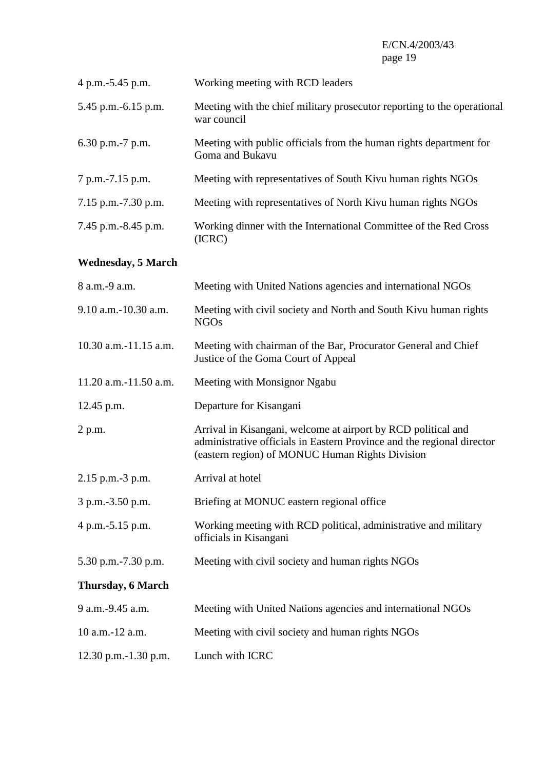| | |
|---|---|
| 4 p.m.-5.45 p.m. | Working meeting with RCD leaders |
| 5.45 p.m.-6.15 p.m. | Meeting with the chief military prosecutor reporting to the operational war council |
| 6.30 p.m.-7 p.m. | Meeting with public officials from the human rights department for Goma and Bukavu |
| 7 p.m.-7.15 p.m. | Meeting with representatives of South Kivu human rights NGOs |
| 7.15 p.m.-7.30 p.m. | Meeting with representatives of North Kivu human rights NGOs |
| 7.45 p.m.-8.45 p.m. | Working dinner with the International Committee of the Red Cross (ICRC) |

**Wednesday, 5 March**

| | |
|---|---|
| 8 a.m.-9 a.m. | Meeting with United Nations agencies and international NGOs |
| 9.10 a.m.-10.30 a.m. | Meeting with civil society and North and South Kivu human rights NGOs |
| 10.30 a.m.-11.15 a.m. | Meeting with chairman of the Bar, Procurator General and Chief Justice of the Goma Court of Appeal |
| 11.20 a.m.-11.50 a.m. | Meeting with Monsignor Ngabu |
| 12.45 p.m. | Departure for Kisangani |
| 2 p.m. | Arrival in Kisangani, welcome at airport by RCD political and administrative officials in Eastern Province and the regional director (eastern region) of MONUC Human Rights Division |
| 2.15 p.m.-3 p.m. | Arrival at hotel |
| 3 p.m.-3.50 p.m. | Briefing at MONUC eastern regional office |
| 4 p.m.-5.15 p.m. | Working meeting with RCD political, administrative and military officials in Kisangani |
| 5.30 p.m.-7.30 p.m. | Meeting with civil society and human rights NGOs |

**Thursday, 6 March**

| | |
|---|---|
| 9 a.m.-9.45 a.m. | Meeting with United Nations agencies and international NGOs |
| 10 a.m.-12 a.m. | Meeting with civil society and human rights NGOs |
| 12.30 p.m.-1.30 p.m. | Lunch with ICRC |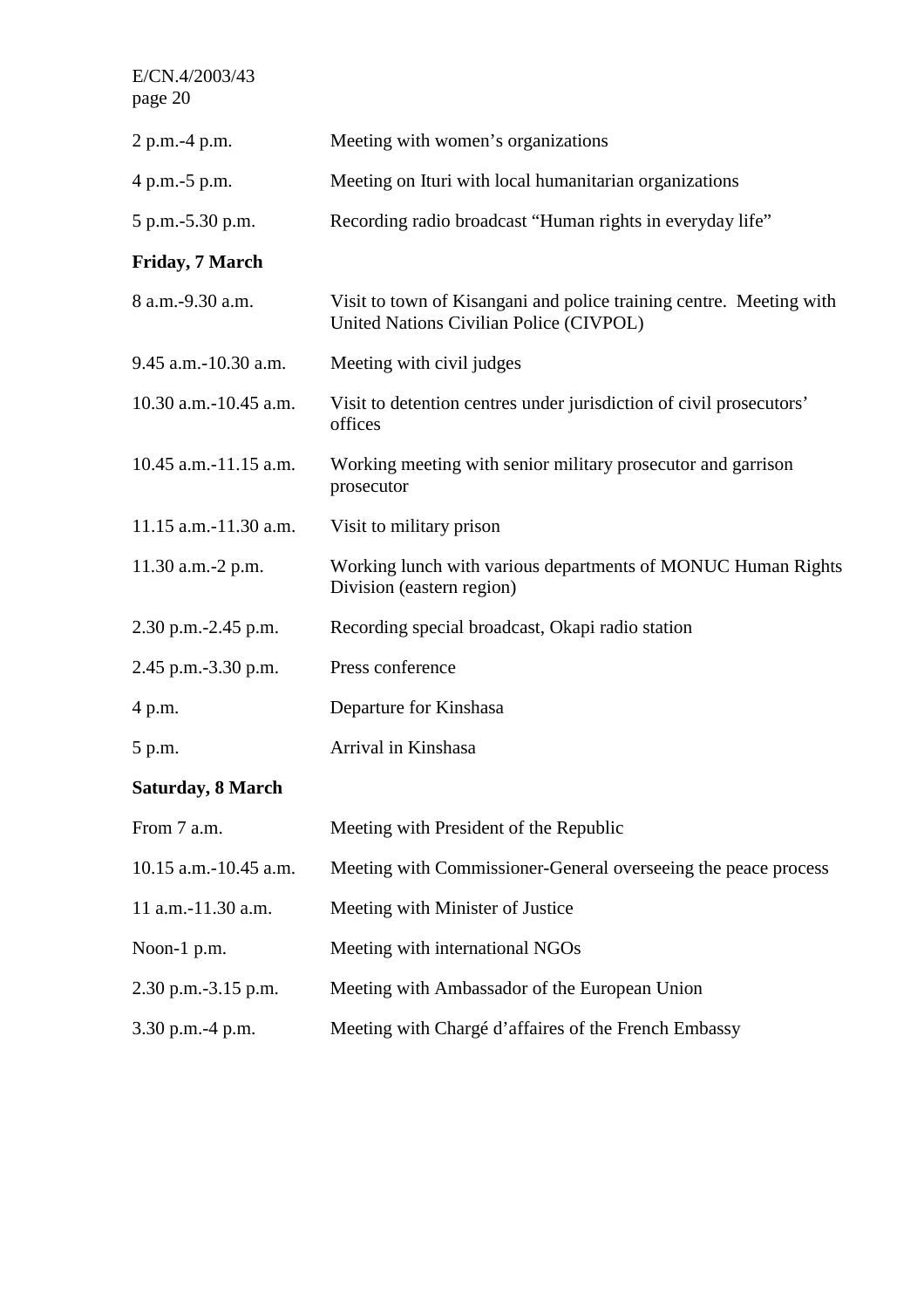| | |
|---|---|
| 2 p.m.-4 p.m. | Meeting with women's organizations |
| 4 p.m.-5 p.m. | Meeting on Ituri with local humanitarian organizations |
| 5 p.m.-5.30 p.m. | Recording radio broadcast "Human rights in everyday life" |

**Friday, 7 March**

| | |
|---|---|
| 8 a.m.-9.30 a.m. | Visit to town of Kisangani and police training centre. Meeting with United Nations Civilian Police (CIVPOL) |
| 9.45 a.m.-10.30 a.m. | Meeting with civil judges |
| 10.30 a.m.-10.45 a.m. | Visit to detention centres under jurisdiction of civil prosecutors' offices |
| 10.45 a.m.-11.15 a.m. | Working meeting with senior military prosecutor and garrison prosecutor |
| 11.15 a.m.-11.30 a.m. | Visit to military prison |
| 11.30 a.m.-2 p.m. | Working lunch with various departments of MONUC Human Rights Division (eastern region) |
| 2.30 p.m.-2.45 p.m. | Recording special broadcast, Okapi radio station |
| 2.45 p.m.-3.30 p.m. | Press conference |
| 4 p.m. | Departure for Kinshasa |
| 5 p.m. | Arrival in Kinshasa |

**Saturday, 8 March**

| | |
|---|---|
| From 7 a.m. | Meeting with President of the Republic |
| 10.15 a.m.-10.45 a.m. | Meeting with Commissioner-General overseeing the peace process |
| 11 a.m.-11.30 a.m. | Meeting with Minister of Justice |
| Noon-1 p.m. | Meeting with international NGOs |
| 2.30 p.m.-3.15 p.m. | Meeting with Ambassador of the European Union |
| 3.30 p.m.-4 p.m. | Meeting with Chargé d'affaires of the French Embassy |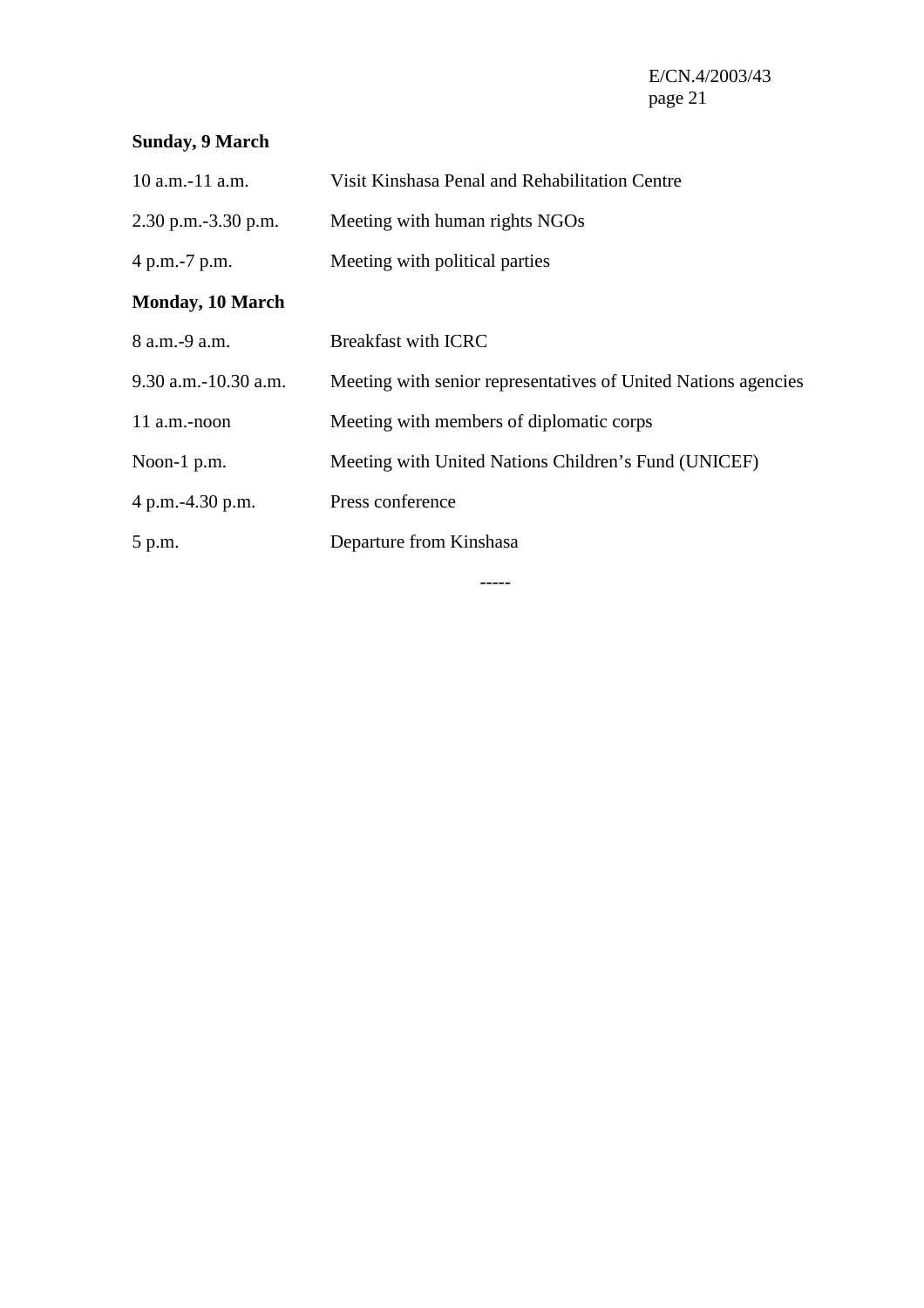**Sunday, 9 March**

| | |
|---|---|
| 10 a.m.-11 a.m. | Visit Kinshasa Penal and Rehabilitation Centre |
| 2.30 p.m.-3.30 p.m. | Meeting with human rights NGOs |
| 4 p.m.-7 p.m. | Meeting with political parties |

**Monday, 10 March**

| | |
|---|---|
| 8 a.m.-9 a.m. | Breakfast with ICRC |
| 9.30 a.m.-10.30 a.m. | Meeting with senior representatives of United Nations agencies |
| 11 a.m.-noon | Meeting with members of diplomatic corps |
| Noon-1 p.m. | Meeting with United Nations Children's Fund (UNICEF) |
| 4 p.m.-4.30 p.m. | Press conference |
| 5 p.m. | Departure from Kinshasa |

-----